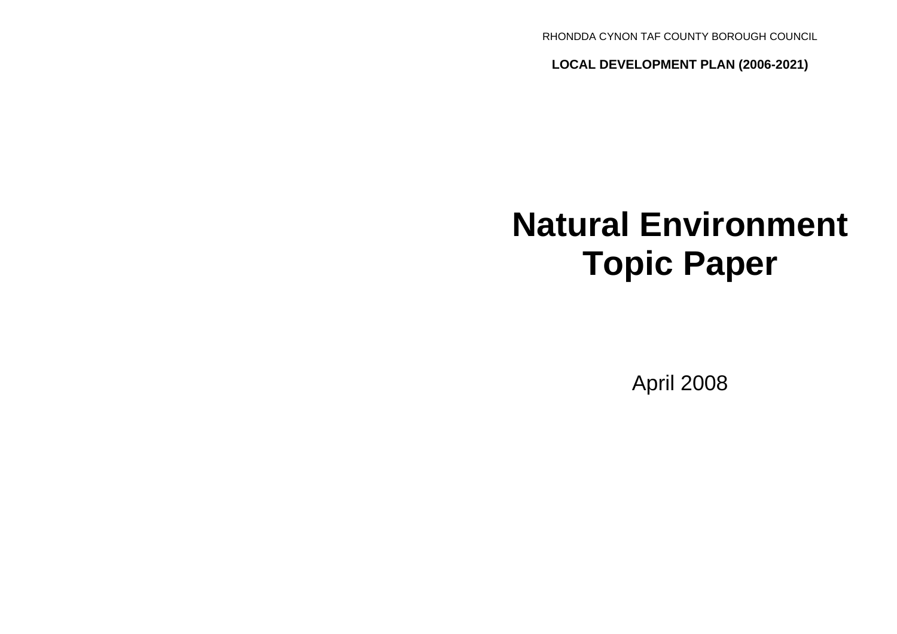RHONDDA CYNON TAF COUNTY BOROUGH COUNCIL

**LOCAL DEVELOPMENT PLAN (2006-2021)**

# Natural Environment Topic Paper

April 2008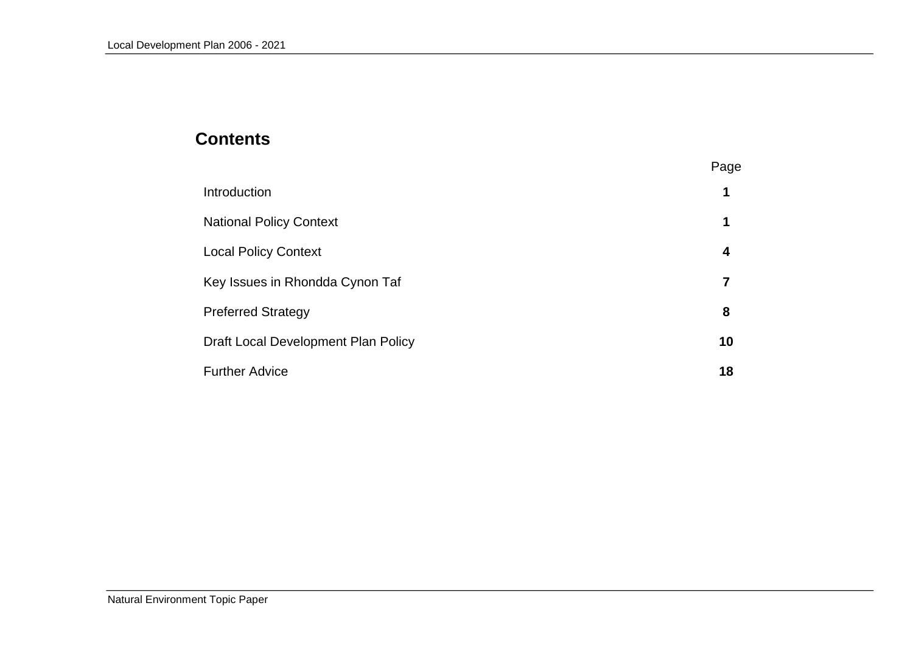## Contents

| | Page |
|---|---|
| Introduction | **1** |
| National Policy Context | **1** |
| Local Policy Context | **4** |
| Key Issues in Rhondda Cynon Taf | **7** |
| Preferred Strategy | **8** |
| Draft Local Development Plan Policy | **10** |
| Further Advice | **18** |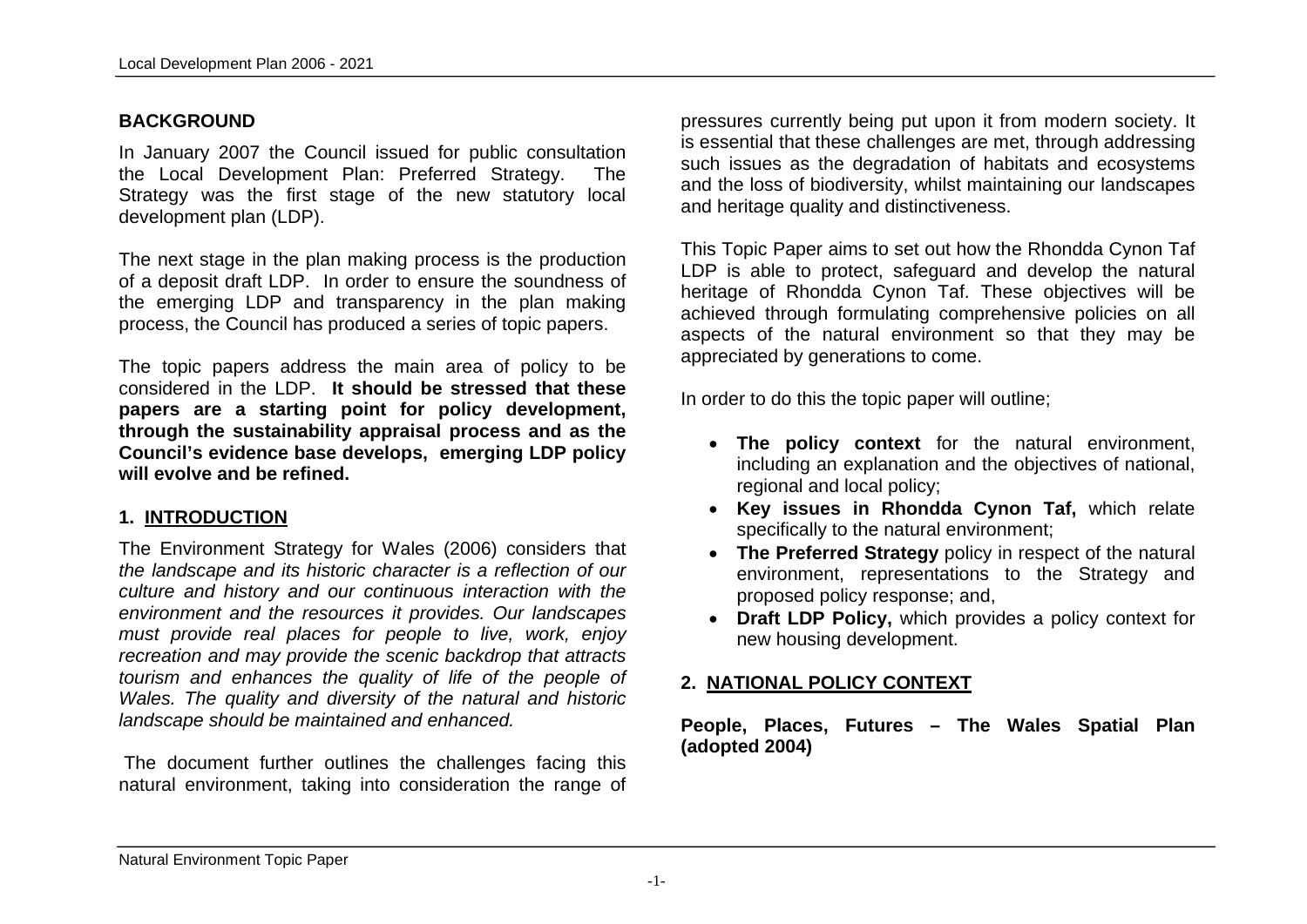## BACKGROUND

In January 2007 the Council issued for public consultation the Local Development Plan: Preferred Strategy. The Strategy was the first stage of the new statutory local development plan (LDP).

The next stage in the plan making process is the production of a deposit draft LDP. In order to ensure the soundness of the emerging LDP and transparency in the plan making process, the Council has produced a series of topic papers.

The topic papers address the main area of policy to be considered in the LDP. **It should be stressed that these papers are a starting point for policy development, through the sustainability appraisal process and as the Council's evidence base develops, emerging LDP policy will evolve and be refined.**

## 1. INTRODUCTION

The Environment Strategy for Wales (2006) considers that *the landscape and its historic character is a reflection of our culture and history and our continuous interaction with the environment and the resources it provides. Our landscapes must provide real places for people to live, work, enjoy recreation and may provide the scenic backdrop that attracts tourism and enhances the quality of life of the people of Wales. The quality and diversity of the natural and historic landscape should be maintained and enhanced.*

The document further outlines the challenges facing this natural environment, taking into consideration the range of pressures currently being put upon it from modern society. It is essential that these challenges are met, through addressing such issues as the degradation of habitats and ecosystems and the loss of biodiversity, whilst maintaining our landscapes and heritage quality and distinctiveness.

This Topic Paper aims to set out how the Rhondda Cynon Taf LDP is able to protect, safeguard and develop the natural heritage of Rhondda Cynon Taf. These objectives will be achieved through formulating comprehensive policies on all aspects of the natural environment so that they may be appreciated by generations to come.

In order to do this the topic paper will outline;

- **The policy context** for the natural environment, including an explanation and the objectives of national, regional and local policy;
- **Key issues in Rhondda Cynon Taf,** which relate specifically to the natural environment;
- **The Preferred Strategy** policy in respect of the natural environment, representations to the Strategy and proposed policy response; and,
- **Draft LDP Policy,** which provides a policy context for new housing development.

## 2. NATIONAL POLICY CONTEXT

**People, Places, Futures – The Wales Spatial Plan (adopted 2004)**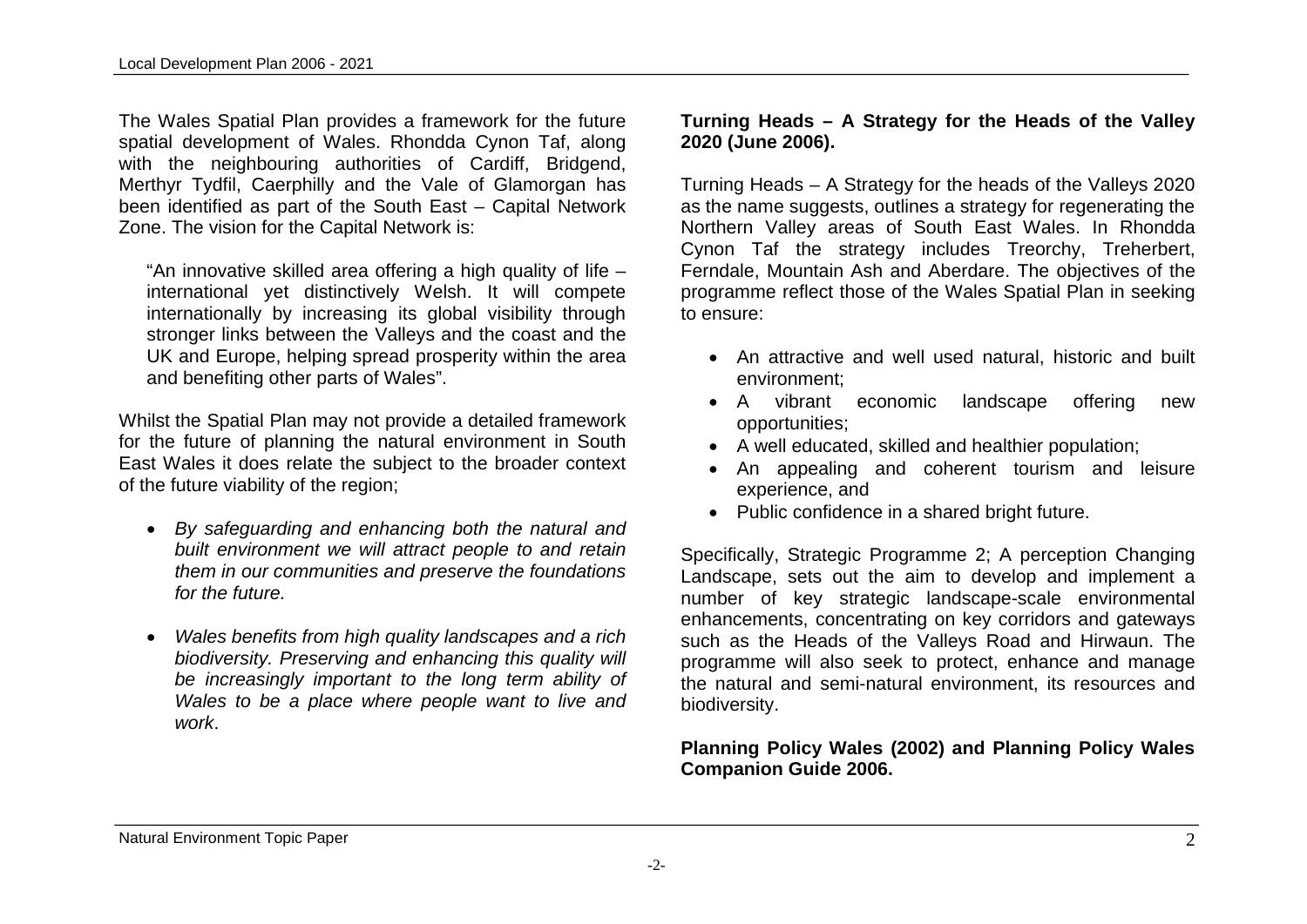The Wales Spatial Plan provides a framework for the future spatial development of Wales. Rhondda Cynon Taf, along with the neighbouring authorities of Cardiff, Bridgend, Merthyr Tydfil, Caerphilly and the Vale of Glamorgan has been identified as part of the South East – Capital Network Zone. The vision for the Capital Network is:

> "An innovative skilled area offering a high quality of life – international yet distinctively Welsh. It will compete internationally by increasing its global visibility through stronger links between the Valleys and the coast and the UK and Europe, helping spread prosperity within the area and benefiting other parts of Wales".

Whilst the Spatial Plan may not provide a detailed framework for the future of planning the natural environment in South East Wales it does relate the subject to the broader context of the future viability of the region;

- *By safeguarding and enhancing both the natural and built environment we will attract people to and retain them in our communities and preserve the foundations for the future.*
- *Wales benefits from high quality landscapes and a rich biodiversity. Preserving and enhancing this quality will be increasingly important to the long term ability of Wales to be a place where people want to live and work*.

**Turning Heads – A Strategy for the Heads of the Valley 2020 (June 2006).**

Turning Heads – A Strategy for the heads of the Valleys 2020 as the name suggests, outlines a strategy for regenerating the Northern Valley areas of South East Wales. In Rhondda Cynon Taf the strategy includes Treorchy, Treherbert, Ferndale, Mountain Ash and Aberdare. The objectives of the programme reflect those of the Wales Spatial Plan in seeking to ensure:

- An attractive and well used natural, historic and built environment;
- A vibrant economic landscape offering new opportunities;
- A well educated, skilled and healthier population;
- An appealing and coherent tourism and leisure experience, and
- Public confidence in a shared bright future.

Specifically, Strategic Programme 2; A perception Changing Landscape, sets out the aim to develop and implement a number of key strategic landscape-scale environmental enhancements, concentrating on key corridors and gateways such as the Heads of the Valleys Road and Hirwaun. The programme will also seek to protect, enhance and manage the natural and semi-natural environment, its resources and biodiversity.

**Planning Policy Wales (2002) and Planning Policy Wales Companion Guide 2006.**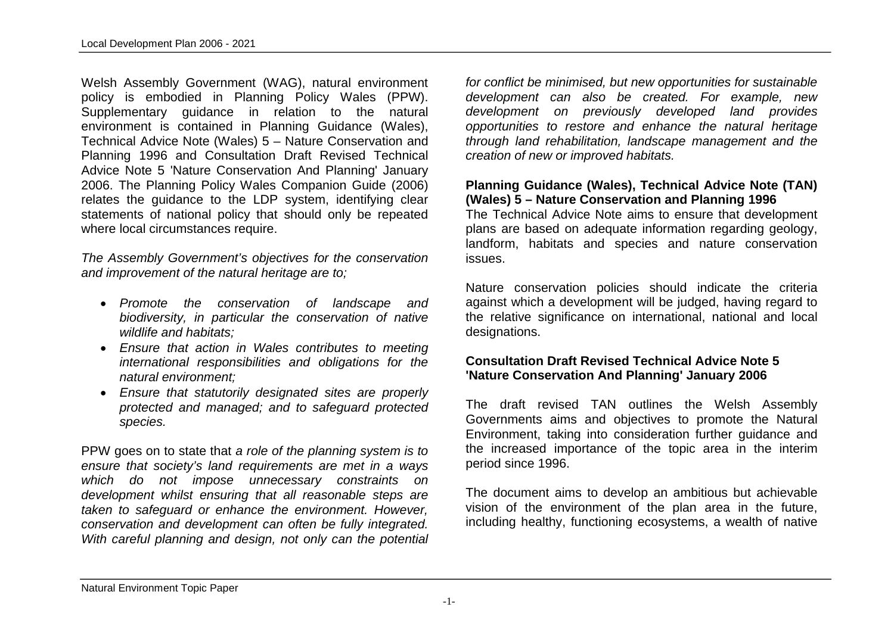Welsh Assembly Government (WAG), natural environment policy is embodied in Planning Policy Wales (PPW). Supplementary guidance in relation to the natural environment is contained in Planning Guidance (Wales), Technical Advice Note (Wales) 5 – Nature Conservation and Planning 1996 and Consultation Draft Revised Technical Advice Note 5 'Nature Conservation And Planning' January 2006. The Planning Policy Wales Companion Guide (2006) relates the guidance to the LDP system, identifying clear statements of national policy that should only be repeated where local circumstances require.

*The Assembly Government's objectives for the conservation and improvement of the natural heritage are to;*

- *Promote the conservation of landscape and biodiversity, in particular the conservation of native wildlife and habitats;*
- *Ensure that action in Wales contributes to meeting international responsibilities and obligations for the natural environment;*
- *Ensure that statutorily designated sites are properly protected and managed; and to safeguard protected species.*

PPW goes on to state that *a role of the planning system is to ensure that society's land requirements are met in a ways which do not impose unnecessary constraints on development whilst ensuring that all reasonable steps are taken to safeguard or enhance the environment. However, conservation and development can often be fully integrated. With careful planning and design, not only can the potential for conflict be minimised, but new opportunities for sustainable development can also be created. For example, new development on previously developed land provides opportunities to restore and enhance the natural heritage through land rehabilitation, landscape management and the creation of new or improved habitats.*

**Planning Guidance (Wales), Technical Advice Note (TAN) (Wales) 5 – Nature Conservation and Planning 1996**

The Technical Advice Note aims to ensure that development plans are based on adequate information regarding geology, landform, habitats and species and nature conservation issues.

Nature conservation policies should indicate the criteria against which a development will be judged, having regard to the relative significance on international, national and local designations.

**Consultation Draft Revised Technical Advice Note 5 'Nature Conservation And Planning' January 2006**

The draft revised TAN outlines the Welsh Assembly Governments aims and objectives to promote the Natural Environment, taking into consideration further guidance and the increased importance of the topic area in the interim period since 1996.

The document aims to develop an ambitious but achievable vision of the environment of the plan area in the future, including healthy, functioning ecosystems, a wealth of native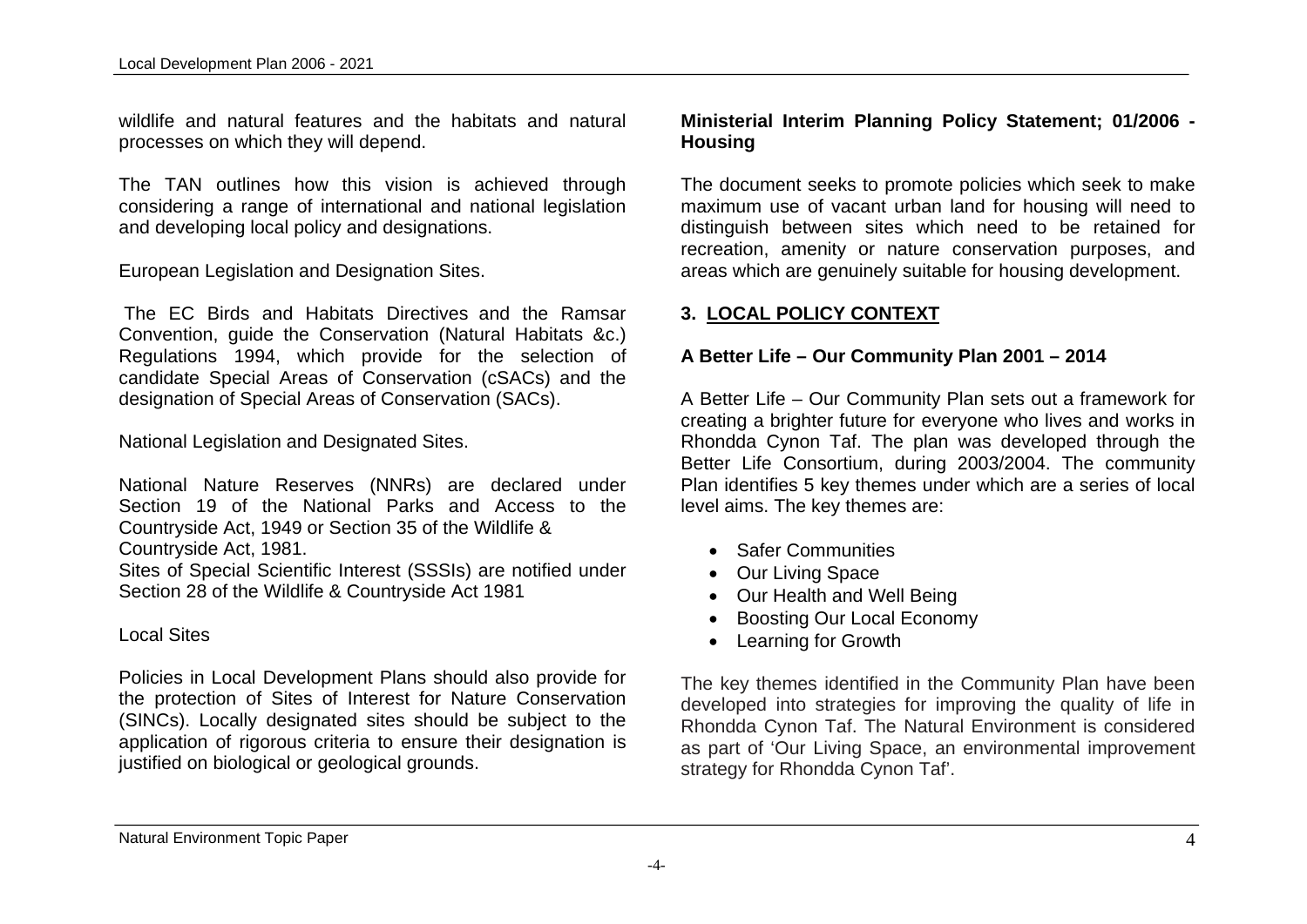wildlife and natural features and the habitats and natural processes on which they will depend.

The TAN outlines how this vision is achieved through considering a range of international and national legislation and developing local policy and designations.

European Legislation and Designation Sites.

The EC Birds and Habitats Directives and the Ramsar Convention, guide the Conservation (Natural Habitats &c.) Regulations 1994, which provide for the selection of candidate Special Areas of Conservation (cSACs) and the designation of Special Areas of Conservation (SACs).

National Legislation and Designated Sites.

National Nature Reserves (NNRs) are declared under Section 19 of the National Parks and Access to the Countryside Act, 1949 or Section 35 of the Wildlife & Countryside Act, 1981.

Sites of Special Scientific Interest (SSSIs) are notified under Section 28 of the Wildlife & Countryside Act 1981

Local Sites

Policies in Local Development Plans should also provide for the protection of Sites of Interest for Nature Conservation (SINCs). Locally designated sites should be subject to the application of rigorous criteria to ensure their designation is justified on biological or geological grounds.

**Ministerial Interim Planning Policy Statement; 01/2006 - Housing**

The document seeks to promote policies which seek to make maximum use of vacant urban land for housing will need to distinguish between sites which need to be retained for recreation, amenity or nature conservation purposes, and areas which are genuinely suitable for housing development.

## 3. LOCAL POLICY CONTEXT

**A Better Life – Our Community Plan 2001 – 2014**

A Better Life – Our Community Plan sets out a framework for creating a brighter future for everyone who lives and works in Rhondda Cynon Taf. The plan was developed through the Better Life Consortium, during 2003/2004. The community Plan identifies 5 key themes under which are a series of local level aims. The key themes are:

- Safer Communities
- Our Living Space
- Our Health and Well Being
- Boosting Our Local Economy
- Learning for Growth

The key themes identified in the Community Plan have been developed into strategies for improving the quality of life in Rhondda Cynon Taf. The Natural Environment is considered as part of 'Our Living Space, an environmental improvement strategy for Rhondda Cynon Taf'.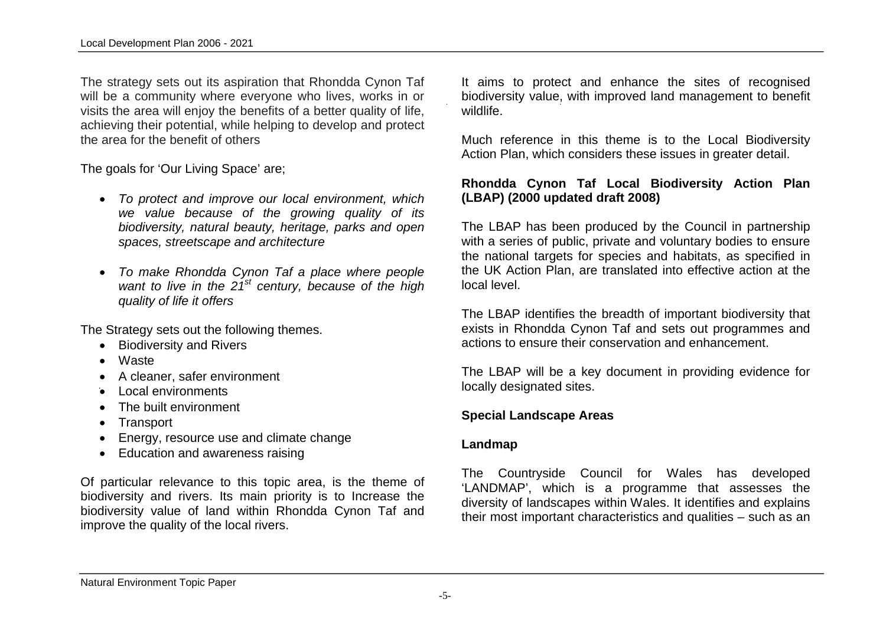The strategy sets out its aspiration that Rhondda Cynon Taf will be a community where everyone who lives, works in or visits the area will enjoy the benefits of a better quality of life, achieving their potential, while helping to develop and protect the area for the benefit of others

The goals for 'Our Living Space' are;

- *To protect and improve our local environment, which we value because of the growing quality of its biodiversity, natural beauty, heritage, parks and open spaces, streetscape and architecture*
- *To make Rhondda Cynon Taf a place where people want to live in the 21st century, because of the high quality of life it offers*

The Strategy sets out the following themes.

- Biodiversity and Rivers
- Waste
- A cleaner, safer environment
- Local environments
- The built environment
- Transport
- Energy, resource use and climate change
- Education and awareness raising

Of particular relevance to this topic area, is the theme of biodiversity and rivers. Its main priority is to Increase the biodiversity value of land within Rhondda Cynon Taf and improve the quality of the local rivers.

It aims to protect and enhance the sites of recognised biodiversity value, with improved land management to benefit wildlife.

Much reference in this theme is to the Local Biodiversity Action Plan, which considers these issues in greater detail.

**Rhondda Cynon Taf Local Biodiversity Action Plan (LBAP) (2000 updated draft 2008)**

The LBAP has been produced by the Council in partnership with a series of public, private and voluntary bodies to ensure the national targets for species and habitats, as specified in the UK Action Plan, are translated into effective action at the local level.

The LBAP identifies the breadth of important biodiversity that exists in Rhondda Cynon Taf and sets out programmes and actions to ensure their conservation and enhancement.

The LBAP will be a key document in providing evidence for locally designated sites.

**Special Landscape Areas**

**Landmap**

The Countryside Council for Wales has developed 'LANDMAP', which is a programme that assesses the diversity of landscapes within Wales. It identifies and explains their most important characteristics and qualities – such as an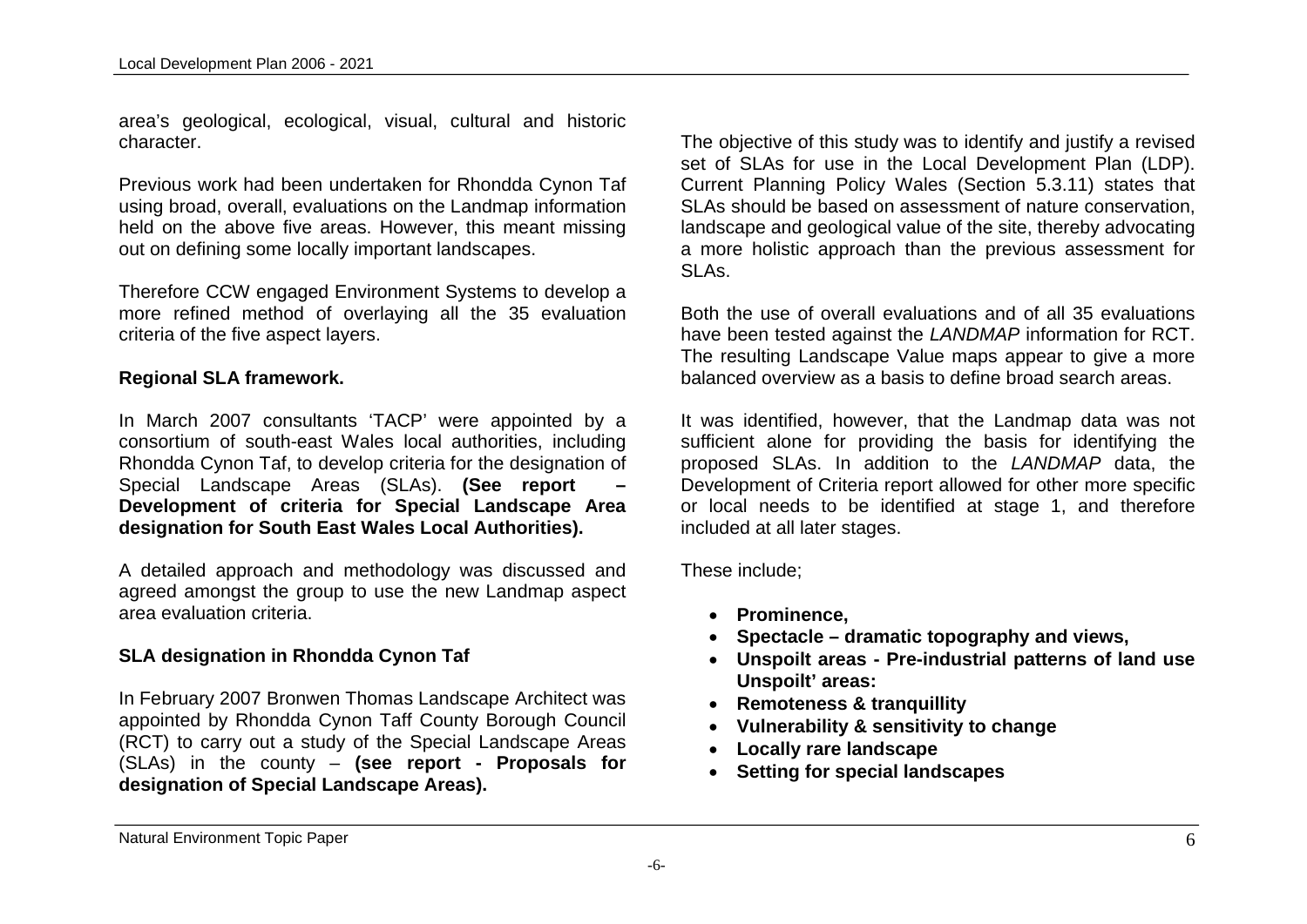area's geological, ecological, visual, cultural and historic character.

Previous work had been undertaken for Rhondda Cynon Taf using broad, overall, evaluations on the Landmap information held on the above five areas. However, this meant missing out on defining some locally important landscapes.

Therefore CCW engaged Environment Systems to develop a more refined method of overlaying all the 35 evaluation criteria of the five aspect layers.

**Regional SLA framework.**

In March 2007 consultants 'TACP' were appointed by a consortium of south-east Wales local authorities, including Rhondda Cynon Taf, to develop criteria for the designation of Special Landscape Areas (SLAs). **(See report – Development of criteria for Special Landscape Area designation for South East Wales Local Authorities).**

A detailed approach and methodology was discussed and agreed amongst the group to use the new Landmap aspect area evaluation criteria.

**SLA designation in Rhondda Cynon Taf**

In February 2007 Bronwen Thomas Landscape Architect was appointed by Rhondda Cynon Taff County Borough Council (RCT) to carry out a study of the Special Landscape Areas (SLAs) in the county – **(see report - Proposals for designation of Special Landscape Areas).**

The objective of this study was to identify and justify a revised set of SLAs for use in the Local Development Plan (LDP). Current Planning Policy Wales (Section 5.3.11) states that SLAs should be based on assessment of nature conservation, landscape and geological value of the site, thereby advocating a more holistic approach than the previous assessment for SLAs.

Both the use of overall evaluations and of all 35 evaluations have been tested against the *LANDMAP* information for RCT. The resulting Landscape Value maps appear to give a more balanced overview as a basis to define broad search areas.

It was identified, however, that the Landmap data was not sufficient alone for providing the basis for identifying the proposed SLAs. In addition to the *LANDMAP* data, the Development of Criteria report allowed for other more specific or local needs to be identified at stage 1, and therefore included at all later stages.

These include;

- **Prominence,**
- **Spectacle – dramatic topography and views,**
- **Unspoilt areas - Pre-industrial patterns of land use Unspoilt' areas:**
- **Remoteness & tranquillity**
- **Vulnerability & sensitivity to change**
- **Locally rare landscape**
- **Setting for special landscapes**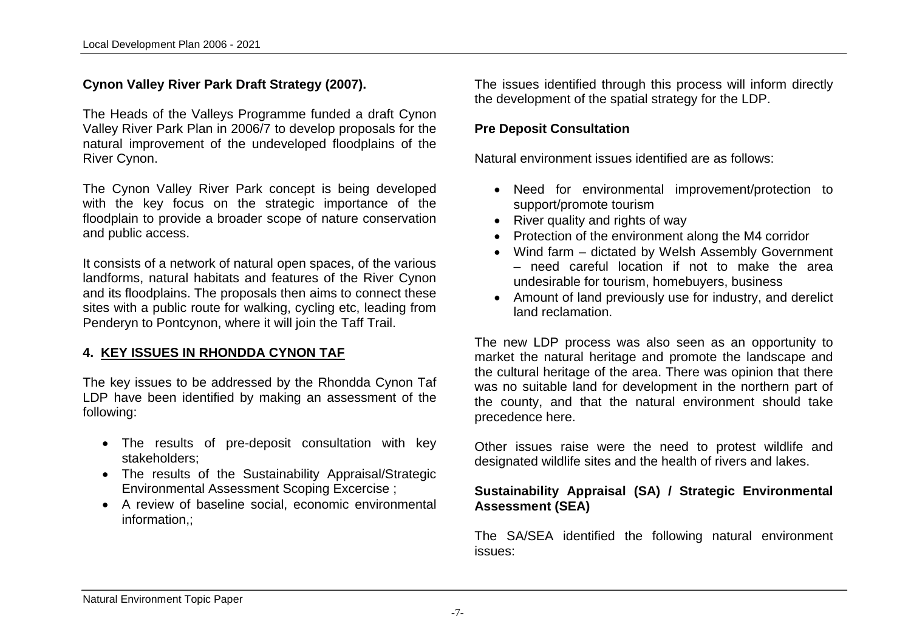**Cynon Valley River Park Draft Strategy (2007).**

The Heads of the Valleys Programme funded a draft Cynon Valley River Park Plan in 2006/7 to develop proposals for the natural improvement of the undeveloped floodplains of the River Cynon.

The Cynon Valley River Park concept is being developed with the key focus on the strategic importance of the floodplain to provide a broader scope of nature conservation and public access.

It consists of a network of natural open spaces, of the various landforms, natural habitats and features of the River Cynon and its floodplains. The proposals then aims to connect these sites with a public route for walking, cycling etc, leading from Penderyn to Pontcynon, where it will join the Taff Trail.

## 4. KEY ISSUES IN RHONDDA CYNON TAF

The key issues to be addressed by the Rhondda Cynon Taf LDP have been identified by making an assessment of the following:

- The results of pre-deposit consultation with key stakeholders;
- The results of the Sustainability Appraisal/Strategic Environmental Assessment Scoping Excercise ;
- A review of baseline social, economic environmental information,;

The issues identified through this process will inform directly the development of the spatial strategy for the LDP.

**Pre Deposit Consultation**

Natural environment issues identified are as follows:

- Need for environmental improvement/protection to support/promote tourism
- River quality and rights of way
- Protection of the environment along the M4 corridor
- Wind farm – dictated by Welsh Assembly Government – need careful location if not to make the area undesirable for tourism, homebuyers, business
- Amount of land previously use for industry, and derelict land reclamation.

The new LDP process was also seen as an opportunity to market the natural heritage and promote the landscape and the cultural heritage of the area. There was opinion that there was no suitable land for development in the northern part of the county, and that the natural environment should take precedence here.

Other issues raise were the need to protest wildlife and designated wildlife sites and the health of rivers and lakes.

**Sustainability Appraisal (SA) / Strategic Environmental Assessment (SEA)**

The SA/SEA identified the following natural environment issues: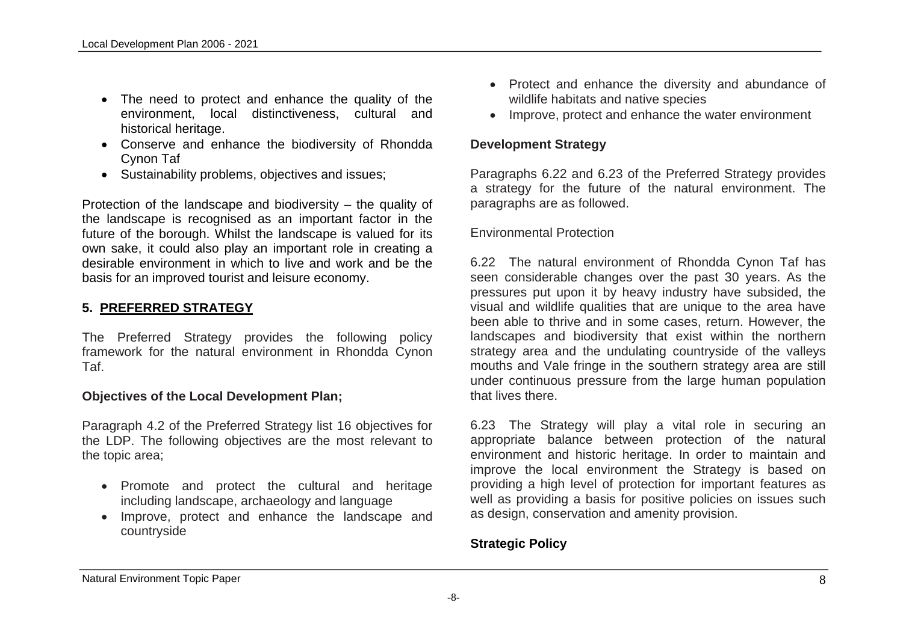- The need to protect and enhance the quality of the environment, local distinctiveness, cultural and historical heritage.
- Conserve and enhance the biodiversity of Rhondda Cynon Taf
- Sustainability problems, objectives and issues;

Protection of the landscape and biodiversity – the quality of the landscape is recognised as an important factor in the future of the borough. Whilst the landscape is valued for its own sake, it could also play an important role in creating a desirable environment in which to live and work and be the basis for an improved tourist and leisure economy.

## 5. PREFERRED STRATEGY

The Preferred Strategy provides the following policy framework for the natural environment in Rhondda Cynon Taf.

**Objectives of the Local Development Plan;**

Paragraph 4.2 of the Preferred Strategy list 16 objectives for the LDP. The following objectives are the most relevant to the topic area;

- Promote and protect the cultural and heritage including landscape, archaeology and language
- Improve, protect and enhance the landscape and countryside
- Protect and enhance the diversity and abundance of wildlife habitats and native species
- Improve, protect and enhance the water environment

**Development Strategy**

Paragraphs 6.22 and 6.23 of the Preferred Strategy provides a strategy for the future of the natural environment. The paragraphs are as followed.

Environmental Protection

6.22 The natural environment of Rhondda Cynon Taf has seen considerable changes over the past 30 years. As the pressures put upon it by heavy industry have subsided, the visual and wildlife qualities that are unique to the area have been able to thrive and in some cases, return. However, the landscapes and biodiversity that exist within the northern strategy area and the undulating countryside of the valleys mouths and Vale fringe in the southern strategy area are still under continuous pressure from the large human population that lives there.

6.23 The Strategy will play a vital role in securing an appropriate balance between protection of the natural environment and historic heritage. In order to maintain and improve the local environment the Strategy is based on providing a high level of protection for important features as well as providing a basis for positive policies on issues such as design, conservation and amenity provision.

**Strategic Policy**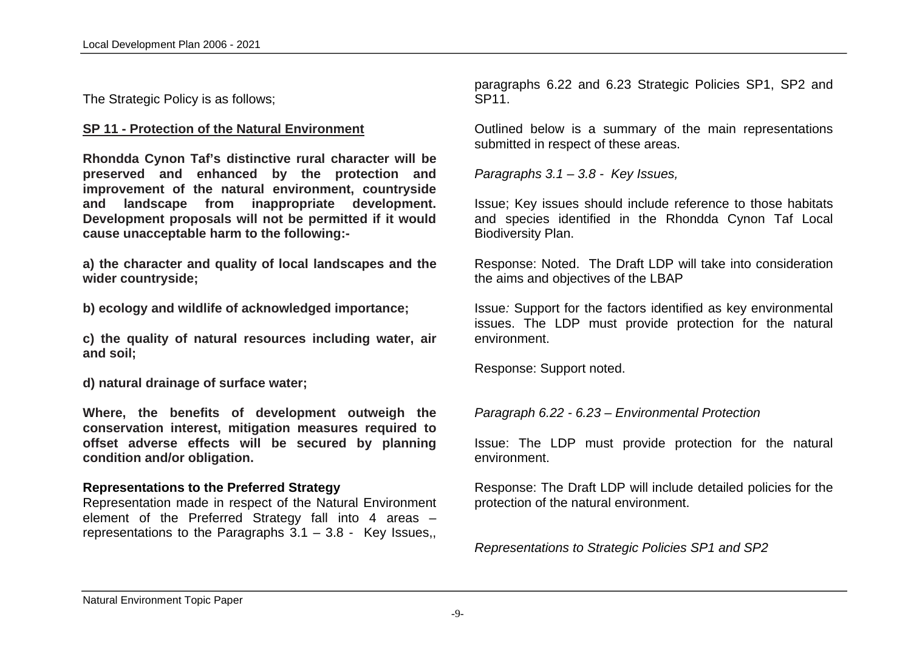The Strategic Policy is as follows;

**SP 11 - Protection of the Natural Environment**

**Rhondda Cynon Taf's distinctive rural character will be preserved and enhanced by the protection and improvement of the natural environment, countryside and landscape from inappropriate development. Development proposals will not be permitted if it would cause unacceptable harm to the following:-**

**a) the character and quality of local landscapes and the wider countryside;**

**b) ecology and wildlife of acknowledged importance;**

**c) the quality of natural resources including water, air and soil;**

**d) natural drainage of surface water;**

**Where, the benefits of development outweigh the conservation interest, mitigation measures required to offset adverse effects will be secured by planning condition and/or obligation.**

**Representations to the Preferred Strategy**

Representation made in respect of the Natural Environment element of the Preferred Strategy fall into 4 areas – representations to the Paragraphs 3.1 – 3.8 - Key Issues,, paragraphs 6.22 and 6.23 Strategic Policies SP1, SP2 and SP11.

Outlined below is a summary of the main representations submitted in respect of these areas.

*Paragraphs 3.1 – 3.8 - Key Issues,*

Issue; Key issues should include reference to those habitats and species identified in the Rhondda Cynon Taf Local Biodiversity Plan.

Response: Noted. The Draft LDP will take into consideration the aims and objectives of the LBAP

Issue*:* Support for the factors identified as key environmental issues. The LDP must provide protection for the natural environment.

Response: Support noted.

*Paragraph 6.22 - 6.23 – Environmental Protection*

Issue: The LDP must provide protection for the natural environment.

Response: The Draft LDP will include detailed policies for the protection of the natural environment.

*Representations to Strategic Policies SP1 and SP2*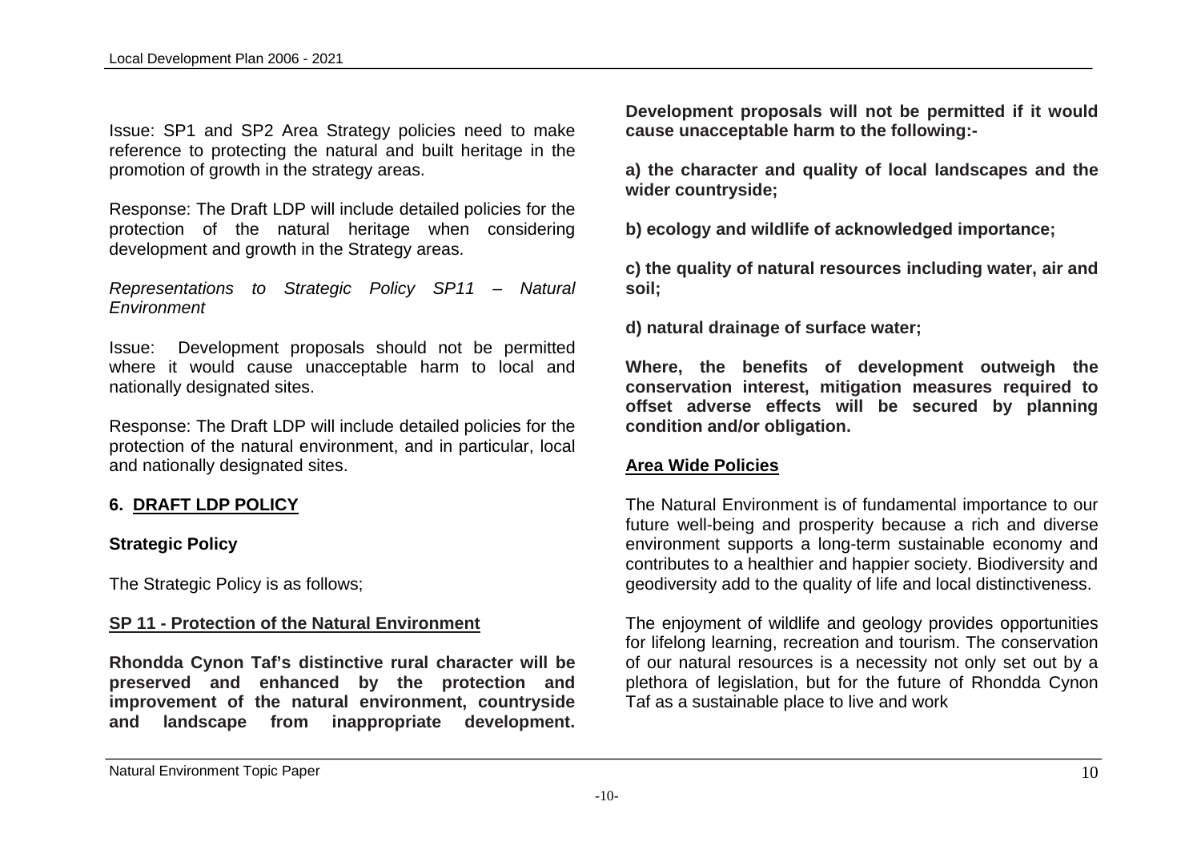Issue: SP1 and SP2 Area Strategy policies need to make reference to protecting the natural and built heritage in the promotion of growth in the strategy areas.

Response: The Draft LDP will include detailed policies for the protection of the natural heritage when considering development and growth in the Strategy areas.

*Representations to Strategic Policy SP11 – Natural Environment*

Issue: Development proposals should not be permitted where it would cause unacceptable harm to local and nationally designated sites.

Response: The Draft LDP will include detailed policies for the protection of the natural environment, and in particular, local and nationally designated sites.

## 6. DRAFT LDP POLICY

### Strategic Policy

The Strategic Policy is as follows;

### SP 11 - Protection of the Natural Environment

**Rhondda Cynon Taf's distinctive rural character will be preserved and enhanced by the protection and improvement of the natural environment, countryside and landscape from inappropriate development. Development proposals will not be permitted if it would cause unacceptable harm to the following:-**

**a) the character and quality of local landscapes and the wider countryside;**

**b) ecology and wildlife of acknowledged importance;**

**c) the quality of natural resources including water, air and soil;**

**d) natural drainage of surface water;**

**Where, the benefits of development outweigh the conservation interest, mitigation measures required to offset adverse effects will be secured by planning condition and/or obligation.**

### Area Wide Policies

The Natural Environment is of fundamental importance to our future well-being and prosperity because a rich and diverse environment supports a long-term sustainable economy and contributes to a healthier and happier society. Biodiversity and geodiversity add to the quality of life and local distinctiveness.

The enjoyment of wildlife and geology provides opportunities for lifelong learning, recreation and tourism. The conservation of our natural resources is a necessity not only set out by a plethora of legislation, but for the future of Rhondda Cynon Taf as a sustainable place to live and work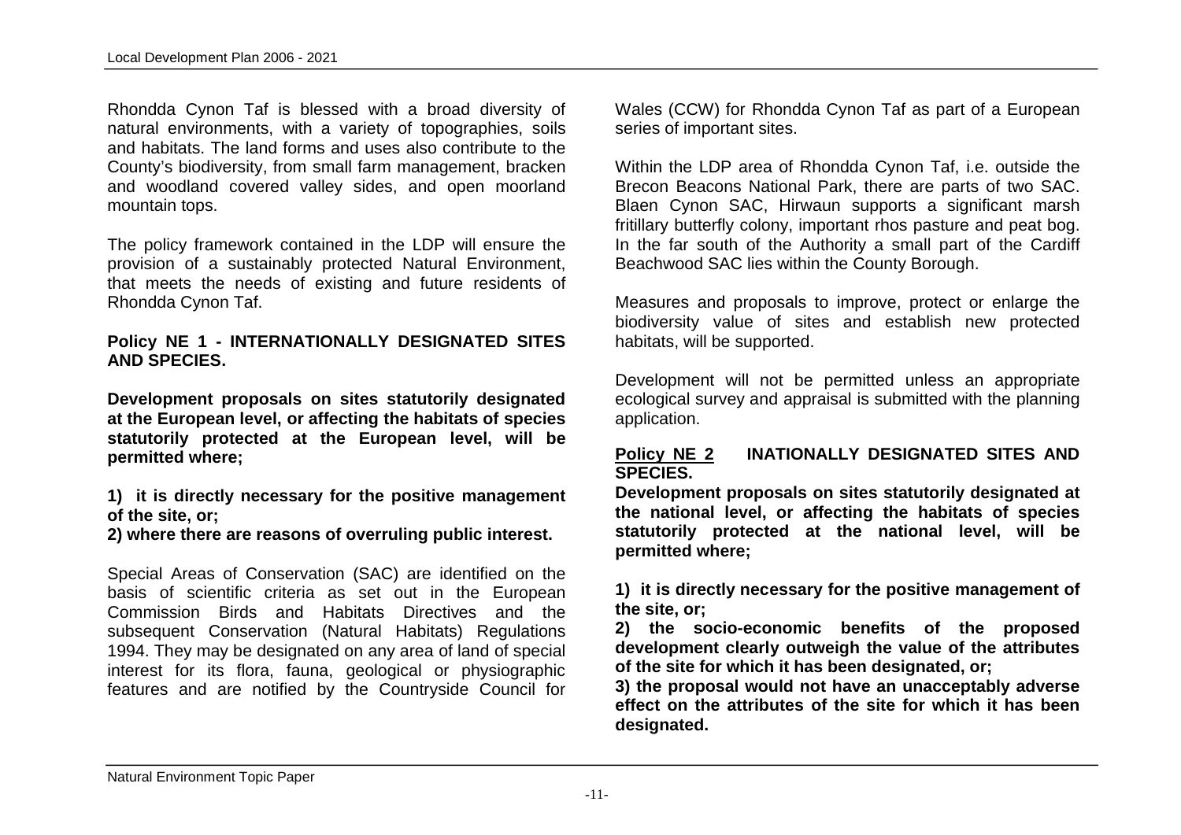Rhondda Cynon Taf is blessed with a broad diversity of natural environments, with a variety of topographies, soils and habitats. The land forms and uses also contribute to the County's biodiversity, from small farm management, bracken and woodland covered valley sides, and open moorland mountain tops.

The policy framework contained in the LDP will ensure the provision of a sustainably protected Natural Environment, that meets the needs of existing and future residents of Rhondda Cynon Taf.

**Policy NE 1 - INTERNATIONALLY DESIGNATED SITES AND SPECIES.**

**Development proposals on sites statutorily designated at the European level, or affecting the habitats of species statutorily protected at the European level, will be permitted where;**

**1) it is directly necessary for the positive management of the site, or;**

**2) where there are reasons of overruling public interest.**

Special Areas of Conservation (SAC) are identified on the basis of scientific criteria as set out in the European Commission Birds and Habitats Directives and the subsequent Conservation (Natural Habitats) Regulations 1994. They may be designated on any area of land of special interest for its flora, fauna, geological or physiographic features and are notified by the Countryside Council for Wales (CCW) for Rhondda Cynon Taf as part of a European series of important sites.

Within the LDP area of Rhondda Cynon Taf, i.e. outside the Brecon Beacons National Park, there are parts of two SAC. Blaen Cynon SAC, Hirwaun supports a significant marsh fritillary butterfly colony, important rhos pasture and peat bog. In the far south of the Authority a small part of the Cardiff Beachwood SAC lies within the County Borough.

Measures and proposals to improve, protect or enlarge the biodiversity value of sites and establish new protected habitats, will be supported.

Development will not be permitted unless an appropriate ecological survey and appraisal is submitted with the planning application.

**<u>Policy NE 2</u> INATIONALLY DESIGNATED SITES AND SPECIES.**

**Development proposals on sites statutorily designated at the national level, or affecting the habitats of species statutorily protected at the national level, will be permitted where;**

**1) it is directly necessary for the positive management of the site, or;**

**2) the socio-economic benefits of the proposed development clearly outweigh the value of the attributes of the site for which it has been designated, or;**

**3) the proposal would not have an unacceptably adverse effect on the attributes of the site for which it has been designated.**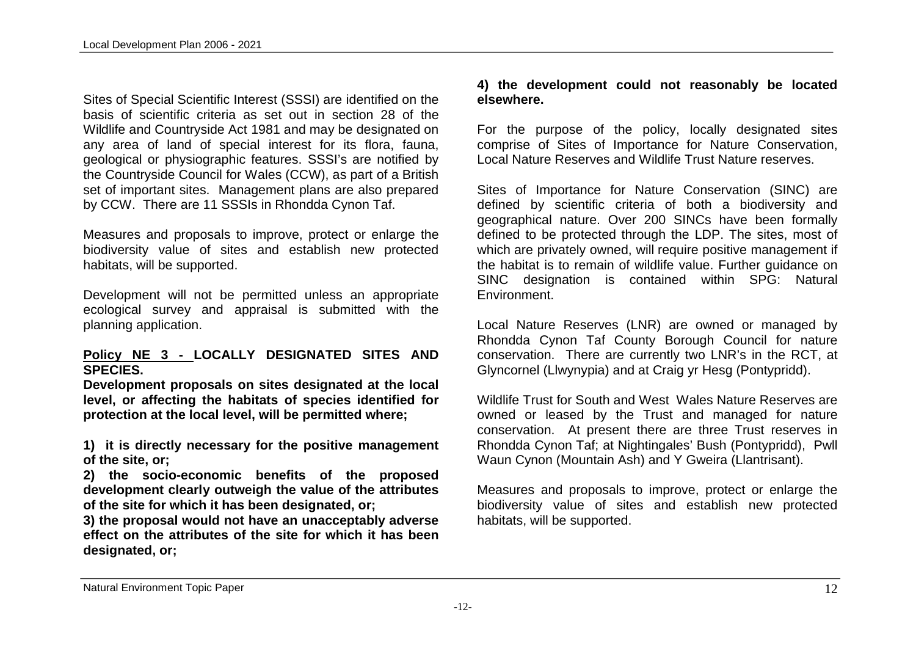Sites of Special Scientific Interest (SSSI) are identified on the basis of scientific criteria as set out in section 28 of the Wildlife and Countryside Act 1981 and may be designated on any area of land of special interest for its flora, fauna, geological or physiographic features. SSSI's are notified by the Countryside Council for Wales (CCW), as part of a British set of important sites. Management plans are also prepared by CCW. There are 11 SSSIs in Rhondda Cynon Taf.

Measures and proposals to improve, protect or enlarge the biodiversity value of sites and establish new protected habitats, will be supported.

Development will not be permitted unless an appropriate ecological survey and appraisal is submitted with the planning application.

**Policy NE 3 - LOCALLY DESIGNATED SITES AND SPECIES.**

**Development proposals on sites designated at the local level, or affecting the habitats of species identified for protection at the local level, will be permitted where;**

**1) it is directly necessary for the positive management of the site, or;**

**2) the socio-economic benefits of the proposed development clearly outweigh the value of the attributes of the site for which it has been designated, or;**

**3) the proposal would not have an unacceptably adverse effect on the attributes of the site for which it has been designated, or;**

**4) the development could not reasonably be located elsewhere.**

For the purpose of the policy, locally designated sites comprise of Sites of Importance for Nature Conservation, Local Nature Reserves and Wildlife Trust Nature reserves.

Sites of Importance for Nature Conservation (SINC) are defined by scientific criteria of both a biodiversity and geographical nature. Over 200 SINCs have been formally defined to be protected through the LDP. The sites, most of which are privately owned, will require positive management if the habitat is to remain of wildlife value. Further guidance on SINC designation is contained within SPG: Natural Environment.

Local Nature Reserves (LNR) are owned or managed by Rhondda Cynon Taf County Borough Council for nature conservation. There are currently two LNR's in the RCT, at Glyncornel (Llwynypia) and at Craig yr Hesg (Pontypridd).

Wildlife Trust for South and West Wales Nature Reserves are owned or leased by the Trust and managed for nature conservation. At present there are three Trust reserves in Rhondda Cynon Taf; at Nightingales' Bush (Pontypridd), Pwll Waun Cynon (Mountain Ash) and Y Gweira (Llantrisant).

Measures and proposals to improve, protect or enlarge the biodiversity value of sites and establish new protected habitats, will be supported.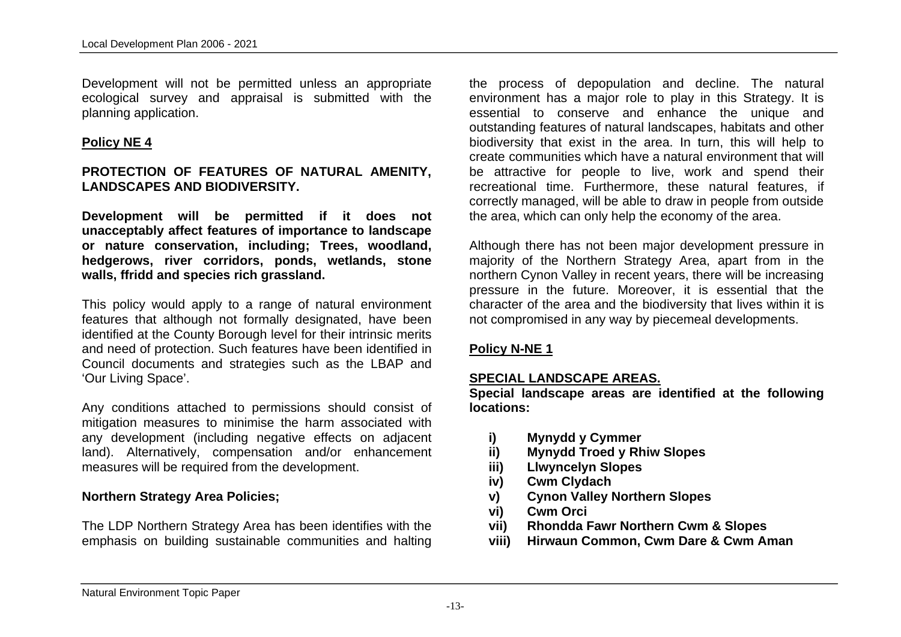Development will not be permitted unless an appropriate ecological survey and appraisal is submitted with the planning application.

## Policy NE 4

**PROTECTION OF FEATURES OF NATURAL AMENITY, LANDSCAPES AND BIODIVERSITY.**

**Development will be permitted if it does not unacceptably affect features of importance to landscape or nature conservation, including; Trees, woodland, hedgerows, river corridors, ponds, wetlands, stone walls, ffridd and species rich grassland.**

This policy would apply to a range of natural environment features that although not formally designated, have been identified at the County Borough level for their intrinsic merits and need of protection. Such features have been identified in Council documents and strategies such as the LBAP and 'Our Living Space'.

Any conditions attached to permissions should consist of mitigation measures to minimise the harm associated with any development (including negative effects on adjacent land). Alternatively, compensation and/or enhancement measures will be required from the development.

## Northern Strategy Area Policies;

The LDP Northern Strategy Area has been identifies with the emphasis on building sustainable communities and halting the process of depopulation and decline. The natural environment has a major role to play in this Strategy. It is essential to conserve and enhance the unique and outstanding features of natural landscapes, habitats and other biodiversity that exist in the area. In turn, this will help to create communities which have a natural environment that will be attractive for people to live, work and spend their recreational time. Furthermore, these natural features, if correctly managed, will be able to draw in people from outside the area, which can only help the economy of the area.

Although there has not been major development pressure in majority of the Northern Strategy Area, apart from in the northern Cynon Valley in recent years, there will be increasing pressure in the future. Moreover, it is essential that the character of the area and the biodiversity that lives within it is not compromised in any way by piecemeal developments.

## Policy N-NE 1

**SPECIAL LANDSCAPE AREAS.**

**Special landscape areas are identified at the following locations:**

- **i) Mynydd y Cymmer**
- **ii) Mynydd Troed y Rhiw Slopes**
- **iii) Llwyncelyn Slopes**
- **iv) Cwm Clydach**
- **v) Cynon Valley Northern Slopes**
- **vi) Cwm Orci**
- **vii) Rhondda Fawr Northern Cwm & Slopes**
- **viii) Hirwaun Common, Cwm Dare & Cwm Aman**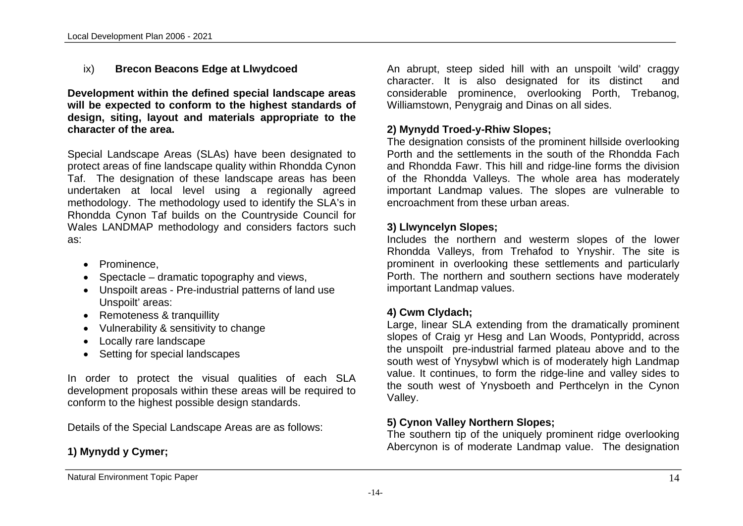ix) **Brecon Beacons Edge at Llwydcoed**

**Development within the defined special landscape areas will be expected to conform to the highest standards of design, siting, layout and materials appropriate to the character of the area.**

Special Landscape Areas (SLAs) have been designated to protect areas of fine landscape quality within Rhondda Cynon Taf. The designation of these landscape areas has been undertaken at local level using a regionally agreed methodology. The methodology used to identify the SLA's in Rhondda Cynon Taf builds on the Countryside Council for Wales LANDMAP methodology and considers factors such as:

- Prominence,
- Spectacle – dramatic topography and views,
- Unspoilt areas - Pre-industrial patterns of land use Unspoilt' areas:
- Remoteness & tranquillity
- Vulnerability & sensitivity to change
- Locally rare landscape
- Setting for special landscapes

In order to protect the visual qualities of each SLA development proposals within these areas will be required to conform to the highest possible design standards.

Details of the Special Landscape Areas are as follows:

**1) Mynydd y Cymer;**

An abrupt, steep sided hill with an unspoilt 'wild' craggy character. It is also designated for its distinct and considerable prominence, overlooking Porth, Trebanog, Williamstown, Penygraig and Dinas on all sides.

**2) Mynydd Troed-y-Rhiw Slopes;**

The designation consists of the prominent hillside overlooking Porth and the settlements in the south of the Rhondda Fach and Rhondda Fawr. This hill and ridge-line forms the division of the Rhondda Valleys. The whole area has moderately important Landmap values. The slopes are vulnerable to encroachment from these urban areas.

**3) Llwyncelyn Slopes;**

Includes the northern and westerm slopes of the lower Rhondda Valleys, from Trehafod to Ynyshir. The site is prominent in overlooking these settlements and particularly Porth. The northern and southern sections have moderately important Landmap values.

**4) Cwm Clydach;**

Large, linear SLA extending from the dramatically prominent slopes of Craig yr Hesg and Lan Woods, Pontypridd, across the unspoilt pre-industrial farmed plateau above and to the south west of Ynysybwl which is of moderately high Landmap value. It continues, to form the ridge-line and valley sides to the south west of Ynysboeth and Perthcelyn in the Cynon Valley.

**5) Cynon Valley Northern Slopes;**

The southern tip of the uniquely prominent ridge overlooking Abercynon is of moderate Landmap value. The designation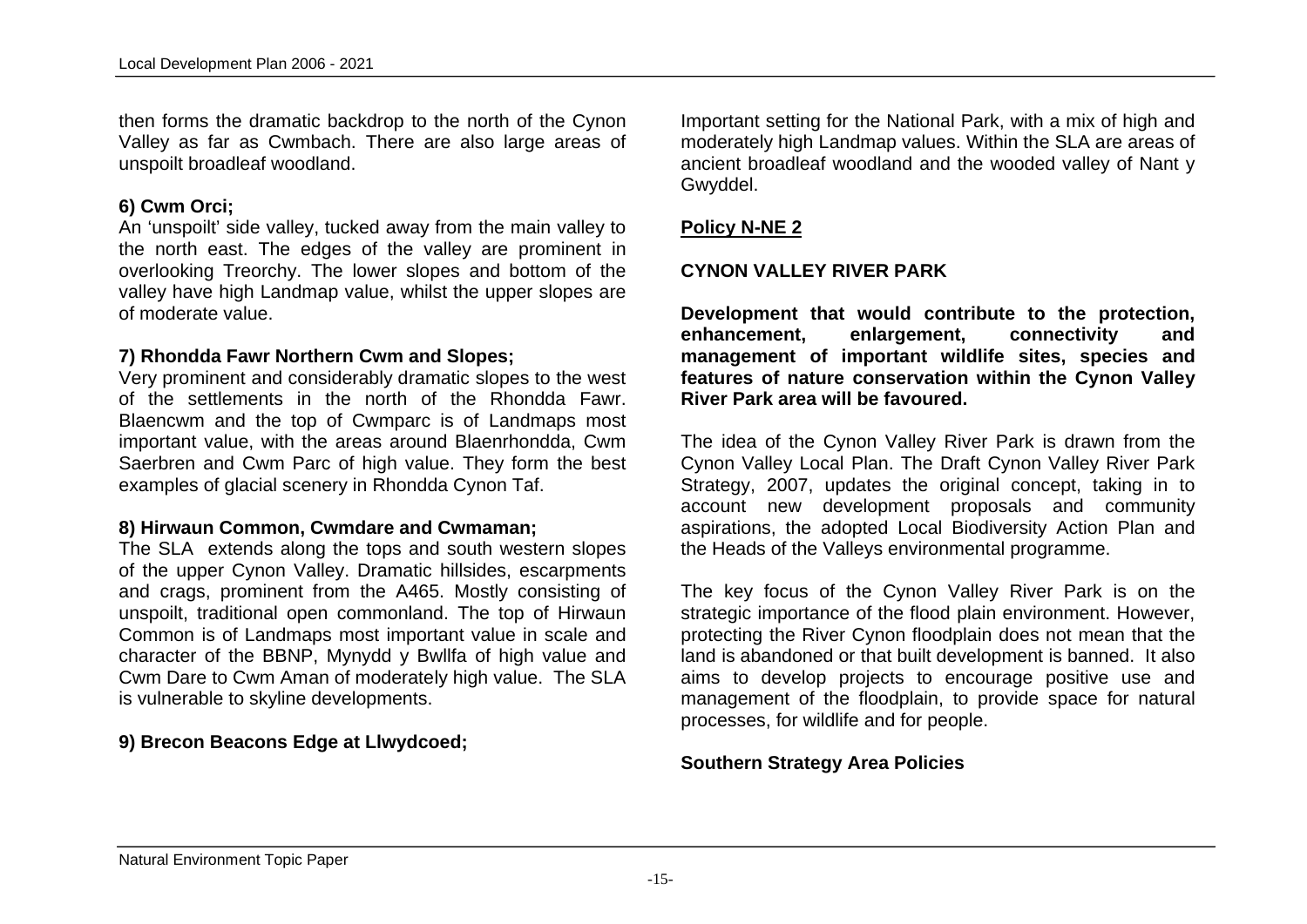then forms the dramatic backdrop to the north of the Cynon Valley as far as Cwmbach. There are also large areas of unspoilt broadleaf woodland.

**6) Cwm Orci;**

An 'unspoilt' side valley, tucked away from the main valley to the north east. The edges of the valley are prominent in overlooking Treorchy. The lower slopes and bottom of the valley have high Landmap value, whilst the upper slopes are of moderate value.

**7) Rhondda Fawr Northern Cwm and Slopes;**

Very prominent and considerably dramatic slopes to the west of the settlements in the north of the Rhondda Fawr. Blaencwm and the top of Cwmparc is of Landmaps most important value, with the areas around Blaenrhondda, Cwm Saerbren and Cwm Parc of high value. They form the best examples of glacial scenery in Rhondda Cynon Taf.

**8) Hirwaun Common, Cwmdare and Cwmaman;**

The SLA extends along the tops and south western slopes of the upper Cynon Valley. Dramatic hillsides, escarpments and crags, prominent from the A465. Mostly consisting of unspoilt, traditional open commonland. The top of Hirwaun Common is of Landmaps most important value in scale and character of the BBNP, Mynydd y Bwllfa of high value and Cwm Dare to Cwm Aman of moderately high value. The SLA is vulnerable to skyline developments.

**9) Brecon Beacons Edge at Llwydcoed;**

Important setting for the National Park, with a mix of high and moderately high Landmap values. Within the SLA are areas of ancient broadleaf woodland and the wooded valley of Nant y Gwyddel.

**Policy N-NE 2**

**CYNON VALLEY RIVER PARK**

**Development that would contribute to the protection, enhancement, enlargement, connectivity and management of important wildlife sites, species and features of nature conservation within the Cynon Valley River Park area will be favoured.**

The idea of the Cynon Valley River Park is drawn from the Cynon Valley Local Plan. The Draft Cynon Valley River Park Strategy, 2007, updates the original concept, taking in to account new development proposals and community aspirations, the adopted Local Biodiversity Action Plan and the Heads of the Valleys environmental programme.

The key focus of the Cynon Valley River Park is on the strategic importance of the flood plain environment. However, protecting the River Cynon floodplain does not mean that the land is abandoned or that built development is banned. It also aims to develop projects to encourage positive use and management of the floodplain, to provide space for natural processes, for wildlife and for people.

**Southern Strategy Area Policies**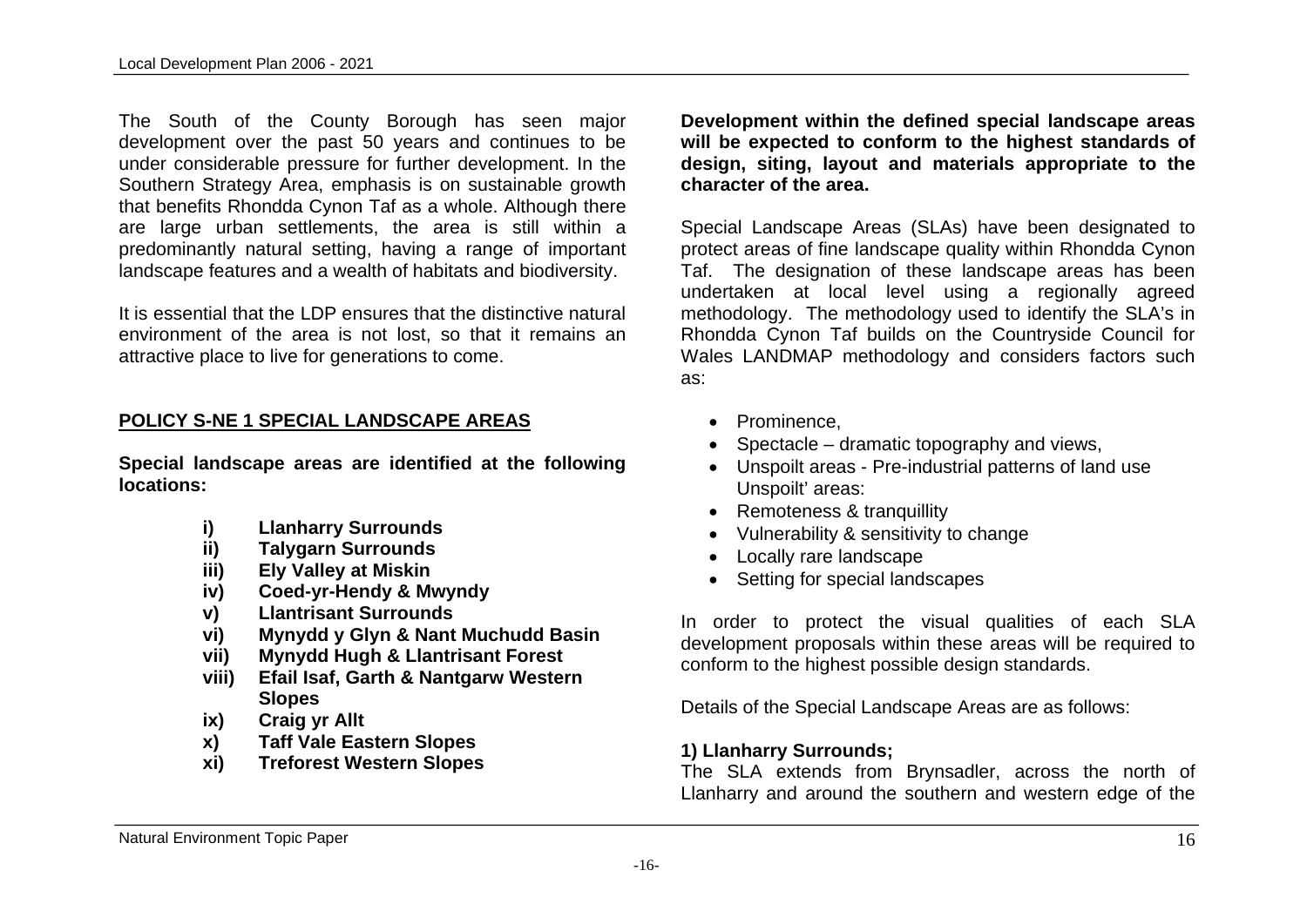The South of the County Borough has seen major development over the past 50 years and continues to be under considerable pressure for further development. In the Southern Strategy Area, emphasis is on sustainable growth that benefits Rhondda Cynon Taf as a whole. Although there are large urban settlements, the area is still within a predominantly natural setting, having a range of important landscape features and a wealth of habitats and biodiversity.

It is essential that the LDP ensures that the distinctive natural environment of the area is not lost, so that it remains an attractive place to live for generations to come.

## POLICY S-NE 1 SPECIAL LANDSCAPE AREAS

**Special landscape areas are identified at the following locations:**

- **i) Llanharry Surrounds**
- **ii) Talygarn Surrounds**
- **iii) Ely Valley at Miskin**
- **iv) Coed-yr-Hendy & Mwyndy**
- **v) Llantrisant Surrounds**
- **vi) Mynydd y Glyn & Nant Muchudd Basin**
- **vii) Mynydd Hugh & Llantrisant Forest**
- **viii) Efail Isaf, Garth & Nantgarw Western Slopes**
- **ix) Craig yr Allt**
- **x) Taff Vale Eastern Slopes**
- **xi) Treforest Western Slopes**

**Development within the defined special landscape areas will be expected to conform to the highest standards of design, siting, layout and materials appropriate to the character of the area.**

Special Landscape Areas (SLAs) have been designated to protect areas of fine landscape quality within Rhondda Cynon Taf. The designation of these landscape areas has been undertaken at local level using a regionally agreed methodology. The methodology used to identify the SLA's in Rhondda Cynon Taf builds on the Countryside Council for Wales LANDMAP methodology and considers factors such as:

- Prominence,
- Spectacle – dramatic topography and views,
- Unspoilt areas - Pre-industrial patterns of land use Unspoilt' areas:
- Remoteness & tranquillity
- Vulnerability & sensitivity to change
- Locally rare landscape
- Setting for special landscapes

In order to protect the visual qualities of each SLA development proposals within these areas will be required to conform to the highest possible design standards.

Details of the Special Landscape Areas are as follows:

### 1) Llanharry Surrounds;

The SLA extends from Brynsadler, across the north of Llanharry and around the southern and western edge of the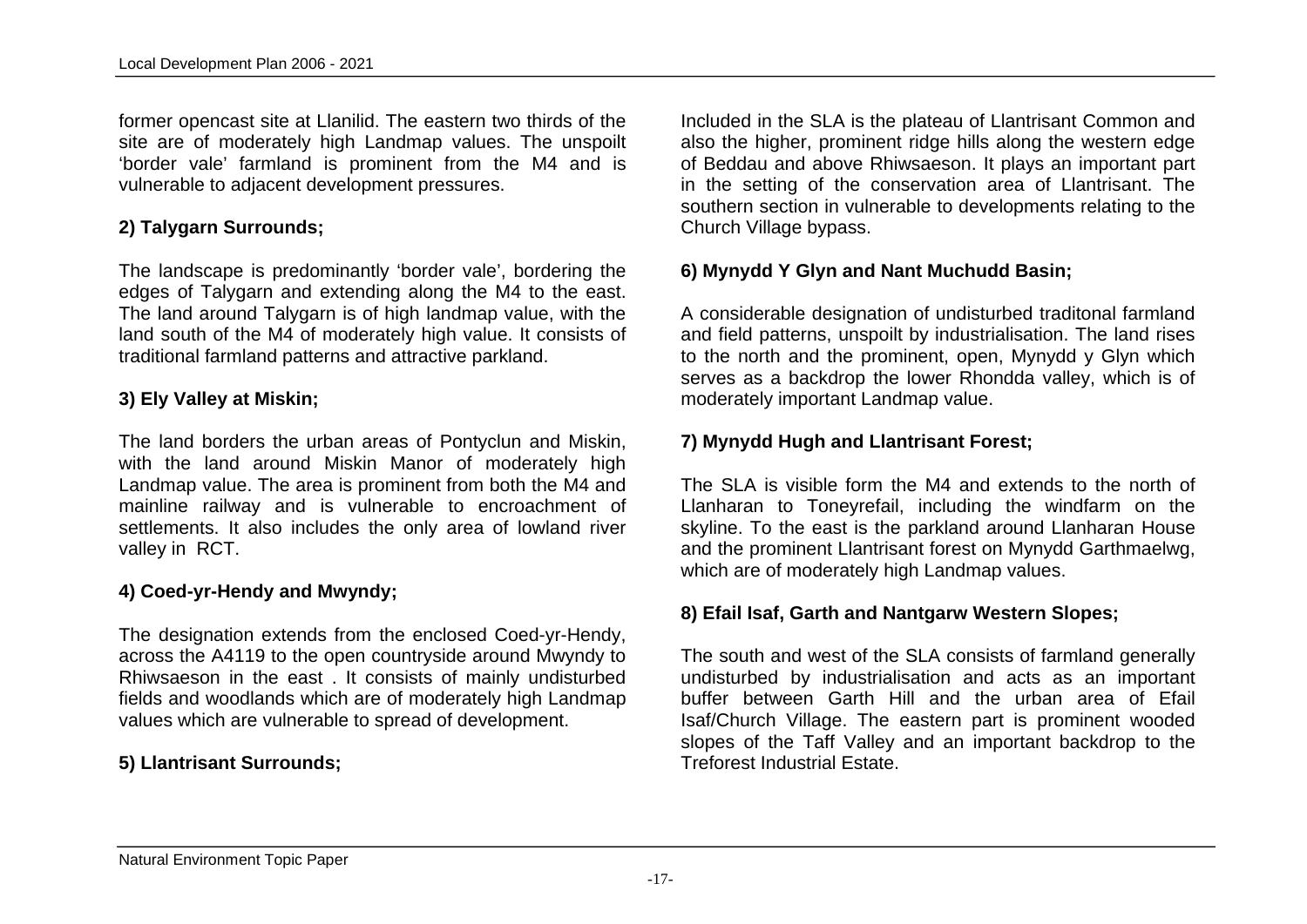former opencast site at Llanilid. The eastern two thirds of the site are of moderately high Landmap values. The unspoilt 'border vale' farmland is prominent from the M4 and is vulnerable to adjacent development pressures.

**2) Talygarn Surrounds;**

The landscape is predominantly 'border vale', bordering the edges of Talygarn and extending along the M4 to the east. The land around Talygarn is of high landmap value, with the land south of the M4 of moderately high value. It consists of traditional farmland patterns and attractive parkland.

**3) Ely Valley at Miskin;**

The land borders the urban areas of Pontyclun and Miskin, with the land around Miskin Manor of moderately high Landmap value. The area is prominent from both the M4 and mainline railway and is vulnerable to encroachment of settlements. It also includes the only area of lowland river valley in RCT.

**4) Coed-yr-Hendy and Mwyndy;**

The designation extends from the enclosed Coed-yr-Hendy, across the A4119 to the open countryside around Mwyndy to Rhiwsaeson in the east . It consists of mainly undisturbed fields and woodlands which are of moderately high Landmap values which are vulnerable to spread of development.

**5) Llantrisant Surrounds;**

Included in the SLA is the plateau of Llantrisant Common and also the higher, prominent ridge hills along the western edge of Beddau and above Rhiwsaeson. It plays an important part in the setting of the conservation area of Llantrisant. The southern section in vulnerable to developments relating to the Church Village bypass.

**6) Mynydd Y Glyn and Nant Muchudd Basin;**

A considerable designation of undisturbed traditonal farmland and field patterns, unspoilt by industrialisation. The land rises to the north and the prominent, open, Mynydd y Glyn which serves as a backdrop the lower Rhondda valley, which is of moderately important Landmap value.

**7) Mynydd Hugh and Llantrisant Forest;**

The SLA is visible form the M4 and extends to the north of Llanharan to Toneyrefail, including the windfarm on the skyline. To the east is the parkland around Llanharan House and the prominent Llantrisant forest on Mynydd Garthmaelwg, which are of moderately high Landmap values.

**8) Efail Isaf, Garth and Nantgarw Western Slopes;**

The south and west of the SLA consists of farmland generally undisturbed by industrialisation and acts as an important buffer between Garth Hill and the urban area of Efail Isaf/Church Village. The eastern part is prominent wooded slopes of the Taff Valley and an important backdrop to the Treforest Industrial Estate.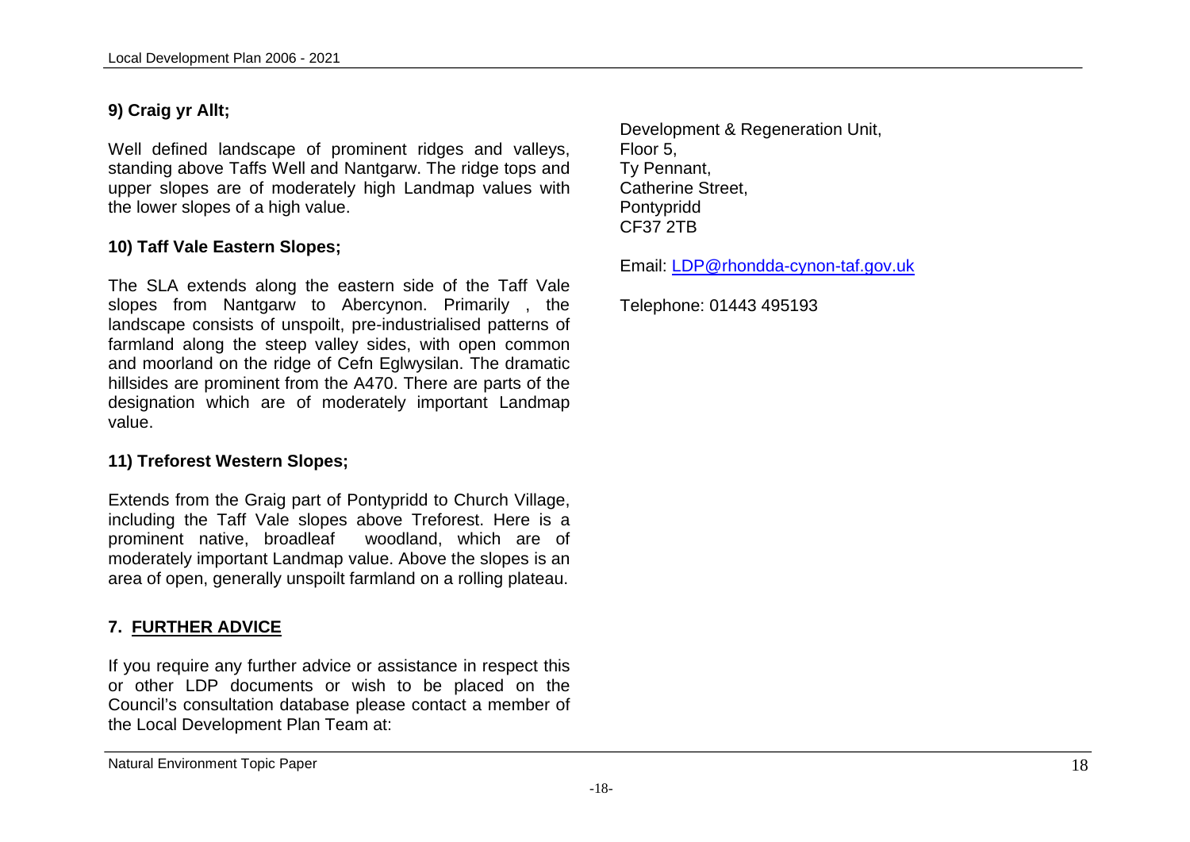**9) Craig yr Allt;**

Well defined landscape of prominent ridges and valleys, standing above Taffs Well and Nantgarw. The ridge tops and upper slopes are of moderately high Landmap values with the lower slopes of a high value.

**10) Taff Vale Eastern Slopes;**

The SLA extends along the eastern side of the Taff Vale slopes from Nantgarw to Abercynon. Primarily , the landscape consists of unspoilt, pre-industrialised patterns of farmland along the steep valley sides, with open common and moorland on the ridge of Cefn Eglwysilan. The dramatic hillsides are prominent from the A470. There are parts of the designation which are of moderately important Landmap value.

**11) Treforest Western Slopes;**

Extends from the Graig part of Pontypridd to Church Village, including the Taff Vale slopes above Treforest. Here is a prominent native, broadleaf woodland, which are of moderately important Landmap value. Above the slopes is an area of open, generally unspoilt farmland on a rolling plateau.

## 7. FURTHER ADVICE

If you require any further advice or assistance in respect this or other LDP documents or wish to be placed on the Council's consultation database please contact a member of the Local Development Plan Team at:

Development & Regeneration Unit,
Floor 5,
Ty Pennant,
Catherine Street,
Pontypridd
CF37 2TB

Email: [LDP@rhondda-cynon-taf.gov.uk](mailto:LDP@rhondda-cynon-taf.gov.uk)

Telephone: 01443 495193